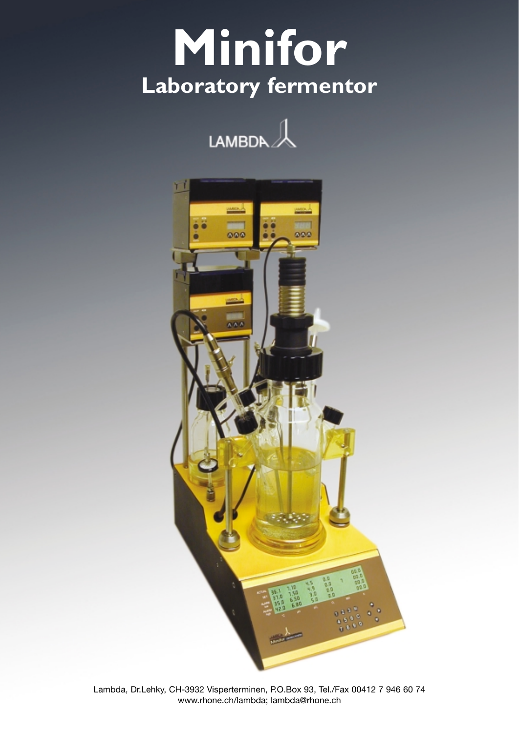# Minifor

## Laboratory fermentor

LAMBDA

Lambda, Dr.Lehky, CH-3932 Visperterminen, P.O.Box 93, Tel./Fax 00412 7 946 60 74
www.rhone.ch/lambda; lambda@rhone.ch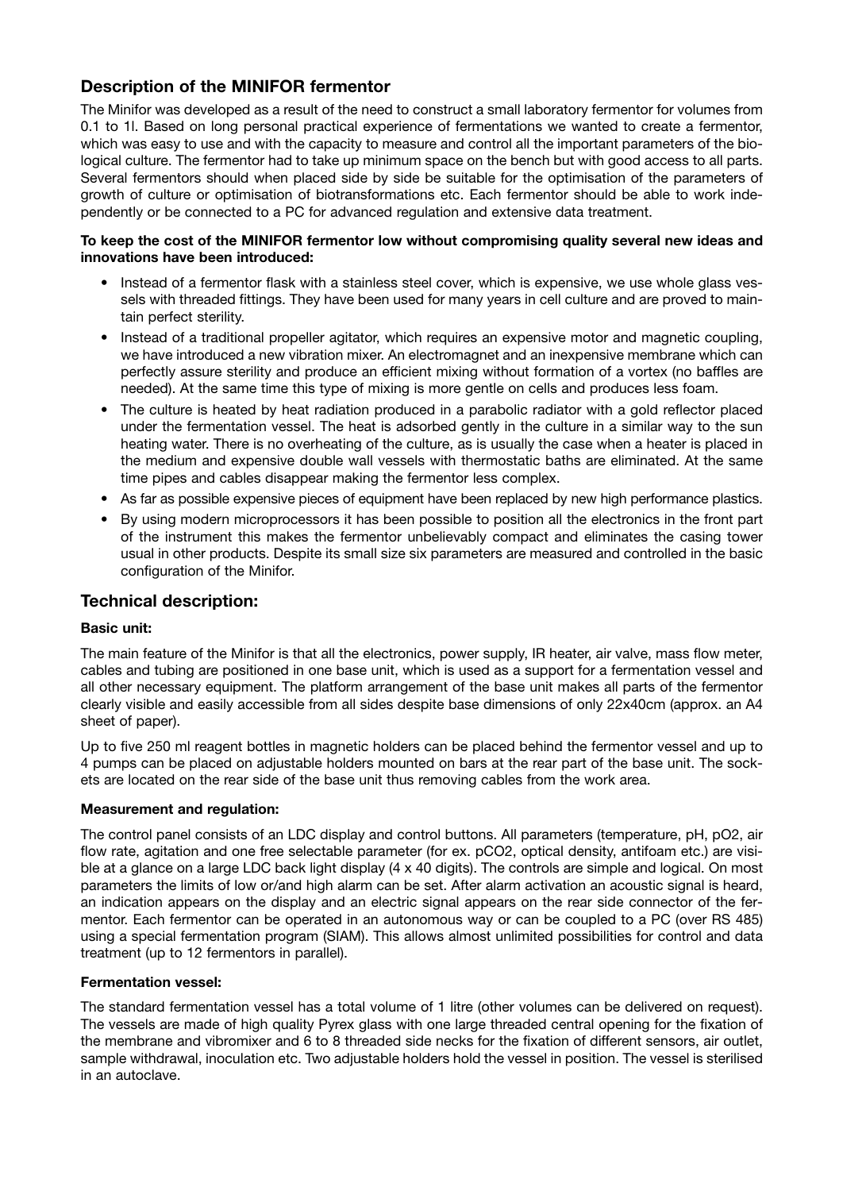## Description of the MINIFOR fermentor

The Minifor was developed as a result of the need to construct a small laboratory fermentor for volumes from 0.1 to 1l. Based on long personal practical experience of fermentations we wanted to create a fermentor, which was easy to use and with the capacity to measure and control all the important parameters of the biological culture. The fermentor had to take up minimum space on the bench but with good access to all parts. Several fermentors should when placed side by side be suitable for the optimisation of the parameters of growth of culture or optimisation of biotransformations etc. Each fermentor should be able to work independently or be connected to a PC for advanced regulation and extensive data treatment.

**To keep the cost of the MINIFOR fermentor low without compromising quality several new ideas and innovations have been introduced:**

- Instead of a fermentor flask with a stainless steel cover, which is expensive, we use whole glass vessels with threaded fittings. They have been used for many years in cell culture and are proved to maintain perfect sterility.
- Instead of a traditional propeller agitator, which requires an expensive motor and magnetic coupling, we have introduced a new vibration mixer. An electromagnet and an inexpensive membrane which can perfectly assure sterility and produce an efficient mixing without formation of a vortex (no baffles are needed). At the same time this type of mixing is more gentle on cells and produces less foam.
- The culture is heated by heat radiation produced in a parabolic radiator with a gold reflector placed under the fermentation vessel. The heat is adsorbed gently in the culture in a similar way to the sun heating water. There is no overheating of the culture, as is usually the case when a heater is placed in the medium and expensive double wall vessels with thermostatic baths are eliminated. At the same time pipes and cables disappear making the fermentor less complex.
- As far as possible expensive pieces of equipment have been replaced by new high performance plastics.
- By using modern microprocessors it has been possible to position all the electronics in the front part of the instrument this makes the fermentor unbelievably compact and eliminates the casing tower usual in other products. Despite its small size six parameters are measured and controlled in the basic configuration of the Minifor.

## Technical description:

### Basic unit:

The main feature of the Minifor is that all the electronics, power supply, IR heater, air valve, mass flow meter, cables and tubing are positioned in one base unit, which is used as a support for a fermentation vessel and all other necessary equipment. The platform arrangement of the base unit makes all parts of the fermentor clearly visible and easily accessible from all sides despite base dimensions of only 22x40cm (approx. an A4 sheet of paper).

Up to five 250 ml reagent bottles in magnetic holders can be placed behind the fermentor vessel and up to 4 pumps can be placed on adjustable holders mounted on bars at the rear part of the base unit. The sockets are located on the rear side of the base unit thus removing cables from the work area.

### Measurement and regulation:

The control panel consists of an LDC display and control buttons. All parameters (temperature, pH, pO2, air flow rate, agitation and one free selectable parameter (for ex. pCO2, optical density, antifoam etc.) are visible at a glance on a large LDC back light display (4 x 40 digits). The controls are simple and logical. On most parameters the limits of low or/and high alarm can be set. After alarm activation an acoustic signal is heard, an indication appears on the display and an electric signal appears on the rear side connector of the fermentor. Each fermentor can be operated in an autonomous way or can be coupled to a PC (over RS 485) using a special fermentation program (SIAM). This allows almost unlimited possibilities for control and data treatment (up to 12 fermentors in parallel).

### Fermentation vessel:

The standard fermentation vessel has a total volume of 1 litre (other volumes can be delivered on request). The vessels are made of high quality Pyrex glass with one large threaded central opening for the fixation of the membrane and vibromixer and 6 to 8 threaded side necks for the fixation of different sensors, air outlet, sample withdrawal, inoculation etc. Two adjustable holders hold the vessel in position. The vessel is sterilised in an autoclave.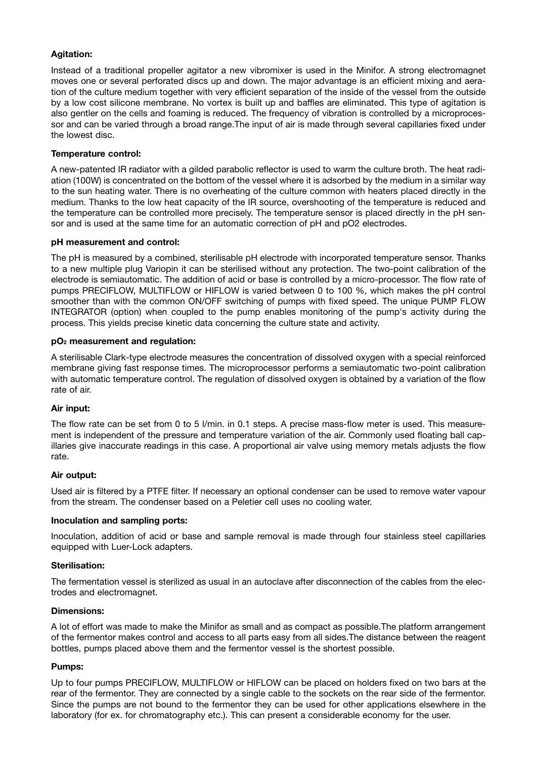**Agitation:**

Instead of a traditional propeller agitator a new vibromixer is used in the Minifor. A strong electromagnet moves one or several perforated discs up and down. The major advantage is an efficient mixing and aeration of the culture medium together with very efficient separation of the inside of the vessel from the outside by a low cost silicone membrane. No vortex is built up and baffles are eliminated. This type of agitation is also gentler on the cells and foaming is reduced. The frequency of vibration is controlled by a microprocessor and can be varied through a broad range.The input of air is made through several capillaries fixed under the lowest disc.

**Temperature control:**

A new-patented IR radiator with a gilded parabolic reflector is used to warm the culture broth. The heat radiation (100W) is concentrated on the bottom of the vessel where it is adsorbed by the medium in a similar way to the sun heating water. There is no overheating of the culture common with heaters placed directly in the medium. Thanks to the low heat capacity of the IR source, overshooting of the temperature is reduced and the temperature can be controlled more precisely. The temperature sensor is placed directly in the pH sensor and is used at the same time for an automatic correction of pH and pO2 electrodes.

**pH measurement and control:**

The pH is measured by a combined, sterilisable pH electrode with incorporated temperature sensor. Thanks to a new multiple plug Variopin it can be sterilised without any protection. The two-point calibration of the electrode is semiautomatic. The addition of acid or base is controlled by a micro-processor. The flow rate of pumps PRECIFLOW, MULTIFLOW or HIFLOW is varied between 0 to 100 %, which makes the pH control smoother than with the common ON/OFF switching of pumps with fixed speed. The unique PUMP FLOW INTEGRATOR (option) when coupled to the pump enables monitoring of the pump's activity during the process. This yields precise kinetic data concerning the culture state and activity.

**$pO_2$ measurement and regulation:**

A sterilisable Clark-type electrode measures the concentration of dissolved oxygen with a special reinforced membrane giving fast response times. The microprocessor performs a semiautomatic two-point calibration with automatic temperature control. The regulation of dissolved oxygen is obtained by a variation of the flow rate of air.

**Air input:**

The flow rate can be set from 0 to 5 l/min. in 0.1 steps. A precise mass-flow meter is used. This measurement is independent of the pressure and temperature variation of the air. Commonly used floating ball capillaries give inaccurate readings in this case. A proportional air valve using memory metals adjusts the flow rate.

**Air output:**

Used air is filtered by a PTFE filter. If necessary an optional condenser can be used to remove water vapour from the stream. The condenser based on a Peletier cell uses no cooling water.

**Inoculation and sampling ports:**

Inoculation, addition of acid or base and sample removal is made through four stainless steel capillaries equipped with Luer-Lock adapters.

**Sterilisation:**

The fermentation vessel is sterilized as usual in an autoclave after disconnection of the cables from the electrodes and electromagnet.

**Dimensions:**

A lot of effort was made to make the Minifor as small and as compact as possible.The platform arrangement of the fermentor makes control and access to all parts easy from all sides.The distance between the reagent bottles, pumps placed above them and the fermentor vessel is the shortest possible.

**Pumps:**

Up to four pumps PRECIFLOW, MULTIFLOW or HIFLOW can be placed on holders fixed on two bars at the rear of the fermentor. They are connected by a single cable to the sockets on the rear side of the fermentor. Since the pumps are not bound to the fermentor they can be used for other applications elsewhere in the laboratory (for ex. for chromatography etc.). This can present a considerable economy for the user.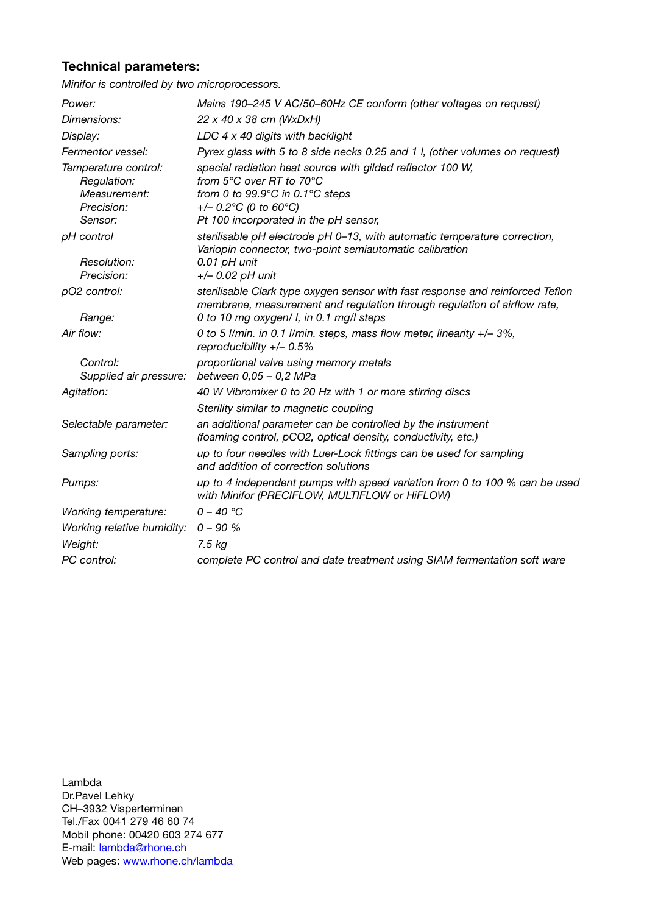### **Technical parameters:**

*Minifor is controlled by two microprocessors.*

| | |
|---|---|
| *Power:* | *Mains 190–245 V AC/50–60Hz CE conform (other voltages on request)* |
| *Dimensions:* | *22 x 40 x 38 cm (WxDxH)* |
| *Display:* | *LDC 4 x 40 digits with backlight* |
| *Fermentor vessel:* | *Pyrex glass with 5 to 8 side necks 0.25 and 1 l, (other volumes on request)* |
| *Temperature control:* | *special radiation heat source with gilded reflector 100 W,* |
| *Regulation:* | *from 5°C over RT to 70°C* |
| *Measurement:* | *from 0 to 99.9°C in 0.1°C steps* |
| *Precision:* | *+/– 0.2°C (0 to 60°C)* |
| *Sensor:* | *Pt 100 incorporated in the pH sensor,* |
| *pH control* | *sterilisable pH electrode pH 0–13, with automatic temperature correction, Variopin connector, two-point semiautomatic calibration* |
| *Resolution:* | *0.01 pH unit* |
| *Precision:* | *+/– 0.02 pH unit* |
| *pO2 control:* | *sterilisable Clark type oxygen sensor with fast response and reinforced Teflon membrane, measurement and regulation through regulation of airflow rate,* |
| *Range:* | *0 to 10 mg oxygen/ l, in 0.1 mg/l steps* |
| *Air flow:* | *0 to 5 l/min. in 0.1 l/min. steps, mass flow meter, linearity +/– 3%, reproducibility +/– 0.5%* |
| *Control:* | *proportional valve using memory metals* |
| *Supplied air pressure:* | *between 0,05 – 0,2 MPa* |
| *Agitation:* | *40 W Vibromixer 0 to 20 Hz with 1 or more stirring discs* |
| | *Sterility similar to magnetic coupling* |
| *Selectable parameter:* | *an additional parameter can be controlled by the instrument (foaming control, pCO2, optical density, conductivity, etc.)* |
| *Sampling ports:* | *up to four needles with Luer-Lock fittings can be used for sampling and addition of correction solutions* |
| *Pumps:* | *up to 4 independent pumps with speed variation from 0 to 100 % can be used with Minifor (PRECIFLOW, MULTIFLOW or HiFLOW)* |
| *Working temperature:* | *0 – 40 °C* |
| *Working relative humidity:* | *0 – 90 %* |
| *Weight:* | *7.5 kg* |
| *PC control:* | *complete PC control and date treatment using SIAM fermentation soft ware* |

Lambda
Dr.Pavel Lehky
CH–3932 Visperterminen
Tel./Fax 0041 279 46 60 74
Mobil phone: 00420 603 274 677
E-mail: lambda@rhone.ch
Web pages: www.rhone.ch/lambda